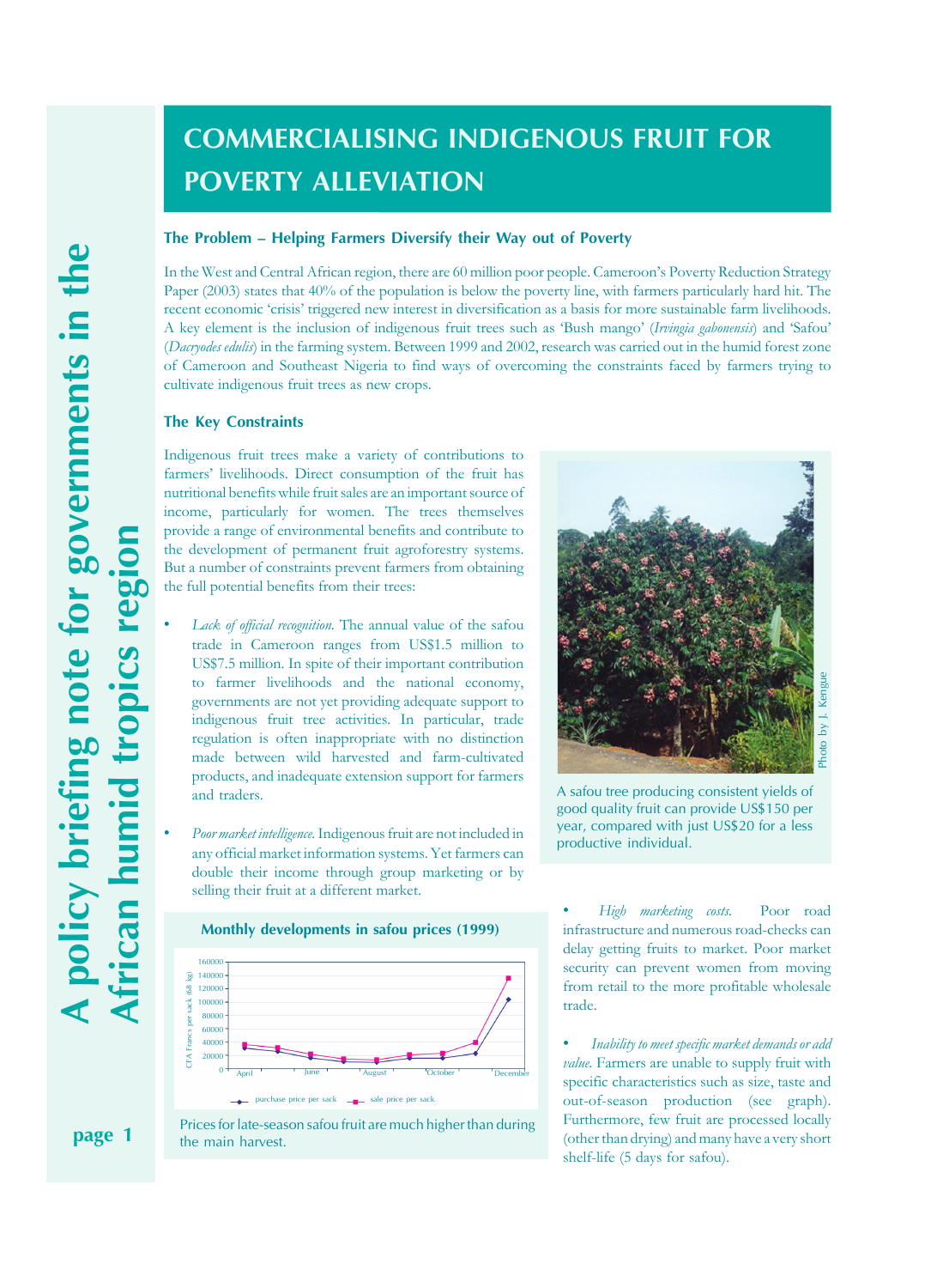# COMMERCIALISING INDIGENOUS FRUIT FOR POVERTY ALLEVIATION

A policy briefing note for governments in the African humid tropics region

### The Problem – Helping Farmers Diversify their Way out of Poverty

In the West and Central African region, there are 60 million poor people. Cameroon's Poverty Reduction Strategy Paper (2003) states that 40% of the population is below the poverty line, with farmers particularly hard hit. The recent economic 'crisis' triggered new interest in diversification as a basis for more sustainable farm livelihoods. A key element is the inclusion of indigenous fruit trees such as 'Bush mango' (*Irvingia gabonensis*) and 'Safou' (*Dacryodes edulis*) in the farming system. Between 1999 and 2002, research was carried out in the humid forest zone of Cameroon and Southeast Nigeria to find ways of overcoming the constraints faced by farmers trying to cultivate indigenous fruit trees as new crops.

### The Key Constraints

Indigenous fruit trees make a variety of contributions to farmers' livelihoods. Direct consumption of the fruit has nutritional benefits while fruit sales are an important source of income, particularly for women. The trees themselves provide a range of environmental benefits and contribute to the development of permanent fruit agroforestry systems. But a number of constraints prevent farmers from obtaining the full potential benefits from their trees:

- *Lack of official recognition.* The annual value of the safou trade in Cameroon ranges from US$1.5 million to US$7.5 million. In spite of their important contribution to farmer livelihoods and the national economy, governments are not yet providing adequate support to indigenous fruit tree activities. In particular, trade regulation is often inappropriate with no distinction made between wild harvested and farm-cultivated products, and inadequate extension support for farmers and traders.

- *Poor market intelligence.* Indigenous fruit are not included in any official market information systems. Yet farmers can double their income through group marketing or by selling their fruit at a different market.

Photo by J. Kengue

A safou tree producing consistent yields of good quality fruit can provide US$150 per year, compared with just US$20 for a less productive individual.

**Monthly developments in safou prices (1999)**

Prices for late-season safou fruit are much higher than during the main harvest.

- *High marketing costs.* Poor road infrastructure and numerous road-checks can delay getting fruits to market. Poor market security can prevent women from moving from retail to the more profitable wholesale trade.

- *Inability to meet specific market demands or add value.* Farmers are unable to supply fruit with specific characteristics such as size, taste and out-of-season production (see graph). Furthermore, few fruit are processed locally (other than drying) and many have a very short shelf-life (5 days for safou).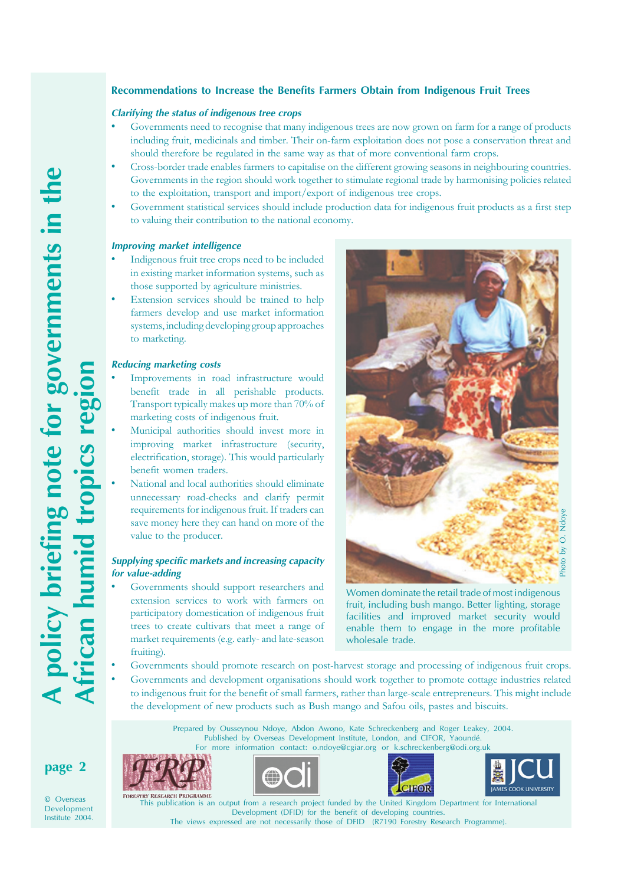## Recommendations to Increase the Benefits Farmers Obtain from Indigenous Fruit Trees

### *Clarifying the status of indigenous tree crops*

- Governments need to recognise that many indigenous trees are now grown on farm for a range of products including fruit, medicinals and timber. Their on-farm exploitation does not pose a conservation threat and should therefore be regulated in the same way as that of more conventional farm crops.
- Cross-border trade enables farmers to capitalise on the different growing seasons in neighbouring countries. Governments in the region should work together to stimulate regional trade by harmonising policies related to the exploitation, transport and import/export of indigenous tree crops.
- Government statistical services should include production data for indigenous fruit products as a first step to valuing their contribution to the national economy.

### *Improving market intelligence*

- Indigenous fruit tree crops need to be included in existing market information systems, such as those supported by agriculture ministries.
- Extension services should be trained to help farmers develop and use market information systems, including developing group approaches to marketing.

### *Reducing marketing costs*

- Improvements in road infrastructure would benefit trade in all perishable products. Transport typically makes up more than 70% of marketing costs of indigenous fruit.
- Municipal authorities should invest more in improving market infrastructure (security, electrification, storage). This would particularly benefit women traders.
- National and local authorities should eliminate unnecessary road-checks and clarify permit requirements for indigenous fruit. If traders can save money here they can hand on more of the value to the producer.

### *Supplying specific markets and increasing capacity for value-adding*

- Governments should support researchers and extension services to work with farmers on participatory domestication of indigenous fruit trees to create cultivars that meet a range of market requirements (e.g. early- and late-season fruiting).
- Governments should promote research on post-harvest storage and processing of indigenous fruit crops.
- Governments and development organisations should work together to promote cottage industries related to indigenous fruit for the benefit of small farmers, rather than large-scale entrepreneurs. This might include the development of new products such as Bush mango and Safou oils, pastes and biscuits.

Photo by O. Ndoye

Women dominate the retail trade of most indigenous fruit, including bush mango. Better lighting, storage facilities and improved market security would enable them to engage in the more profitable wholesale trade.

Prepared by Ousseynou Ndoye, Abdon Awono, Kate Schreckenberg and Roger Leakey, 2004.
Published by Overseas Development Institute, London, and CIFOR, Yaoundé.
For more information contact: o.ndoye@cgiar.org or k.schreckenberg@odi.org.uk

FRP Forestry Research Programme | odi | CIFOR | JCU James Cook University

This publication is an output from a research project funded by the United Kingdom Department for International Development (DFID) for the benefit of developing countries.
The views expressed are not necessarily those of DFID (R7190 Forestry Research Programme).

A policy briefing note for governments in the African humid tropics region

© Overseas Development Institute 2004.